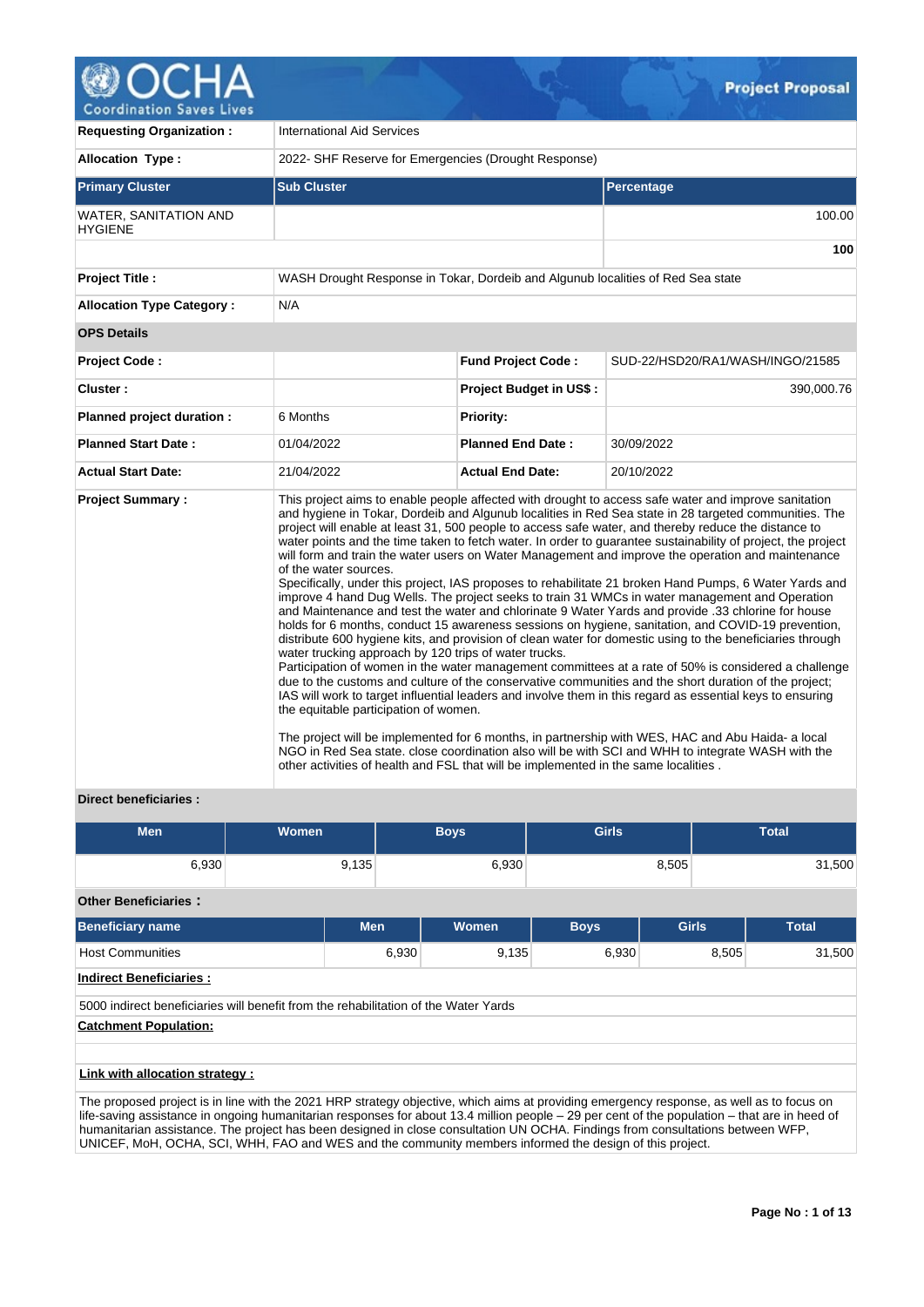# OCHA Project Proposal

| | |
|---|---|
| **Requesting Organization :** | International Aid Services |
| **Allocation Type :** | 2022- SHF Reserve for Emergencies (Drought Response) |

| Primary Cluster | Sub Cluster | Percentage |
|---|---|---|
| WATER, SANITATION AND HYGIENE | | 100.00 |
| | | **100** |

| | |
|---|---|
| **Project Title :** | WASH Drought Response in Tokar, Dordeib and Algunub localities of Red Sea state |
| **Allocation Type Category :** | N/A |

**OPS Details**

| | | | |
|---|---|---|---|
| **Project Code :** | | **Fund Project Code :** | SUD-22/HSD20/RA1/WASH/INGO/21585 |
| **Cluster :** | | **Project Budget in US$ :** | 390,000.76 |
| **Planned project duration :** | 6 Months | **Priority:** | |
| **Planned Start Date :** | 01/04/2022 | **Planned End Date :** | 30/09/2022 |
| **Actual Start Date:** | 21/04/2022 | **Actual End Date:** | 20/10/2022 |

**Project Summary :**

This project aims to enable people affected with drought to access safe water and improve sanitation and hygiene in Tokar, Dordeib and Algunub localities in Red Sea state in 28 targeted communities. The project will enable at least 31, 500 people to access safe water, and thereby reduce the distance to water points and the time taken to fetch water. In order to guarantee sustainability of project, the project will form and train the water users on Water Management and improve the operation and maintenance of the water sources.

Specifically, under this project, IAS proposes to rehabilitate 21 broken Hand Pumps, 6 Water Yards and improve 4 hand Dug Wells. The project seeks to train 31 WMCs in water management and Operation and Maintenance and test the water and chlorinate 9 Water Yards and provide .33 chlorine for house holds for 6 months, conduct 15 awareness sessions on hygiene, sanitation, and COVID-19 prevention, distribute 600 hygiene kits, and provision of clean water for domestic using to the beneficiaries through water trucking approach by 120 trips of water trucks.

Participation of women in the water management committees at a rate of 50% is considered a challenge due to the customs and culture of the conservative communities and the short duration of the project; IAS will work to target influential leaders and involve them in this regard as essential keys to ensuring the equitable participation of women.

The project will be implemented for 6 months, in partnership with WES, HAC and Abu Haida- a local NGO in Red Sea state. close coordination also will be with SCI and WHH to integrate WASH with the other activities of health and FSL that will be implemented in the same localities .

**Direct beneficiaries :**

| Men | Women | Boys | Girls | Total |
|---|---|---|---|---|
| 6,930 | 9,135 | 6,930 | 8,505 | 31,500 |

**Other Beneficiaries :**

| Beneficiary name | Men | Women | Boys | Girls | Total |
|---|---|---|---|---|---|
| Host Communities | 6,930 | 9,135 | 6,930 | 8,505 | 31,500 |

**Indirect Beneficiaries :**

5000 indirect beneficiaries will benefit from the rehabilitation of the Water Yards

**Catchment Population:**

**Link with allocation strategy :**

The proposed project is in line with the 2021 HRP strategy objective, which aims at providing emergency response, as well as to focus on life-saving assistance in ongoing humanitarian responses for about 13.4 million people – 29 per cent of the population – that are in heed of humanitarian assistance. The project has been designed in close consultation UN OCHA. Findings from consultations between WFP, UNICEF, MoH, OCHA, SCI, WHH, FAO and WES and the community members informed the design of this project.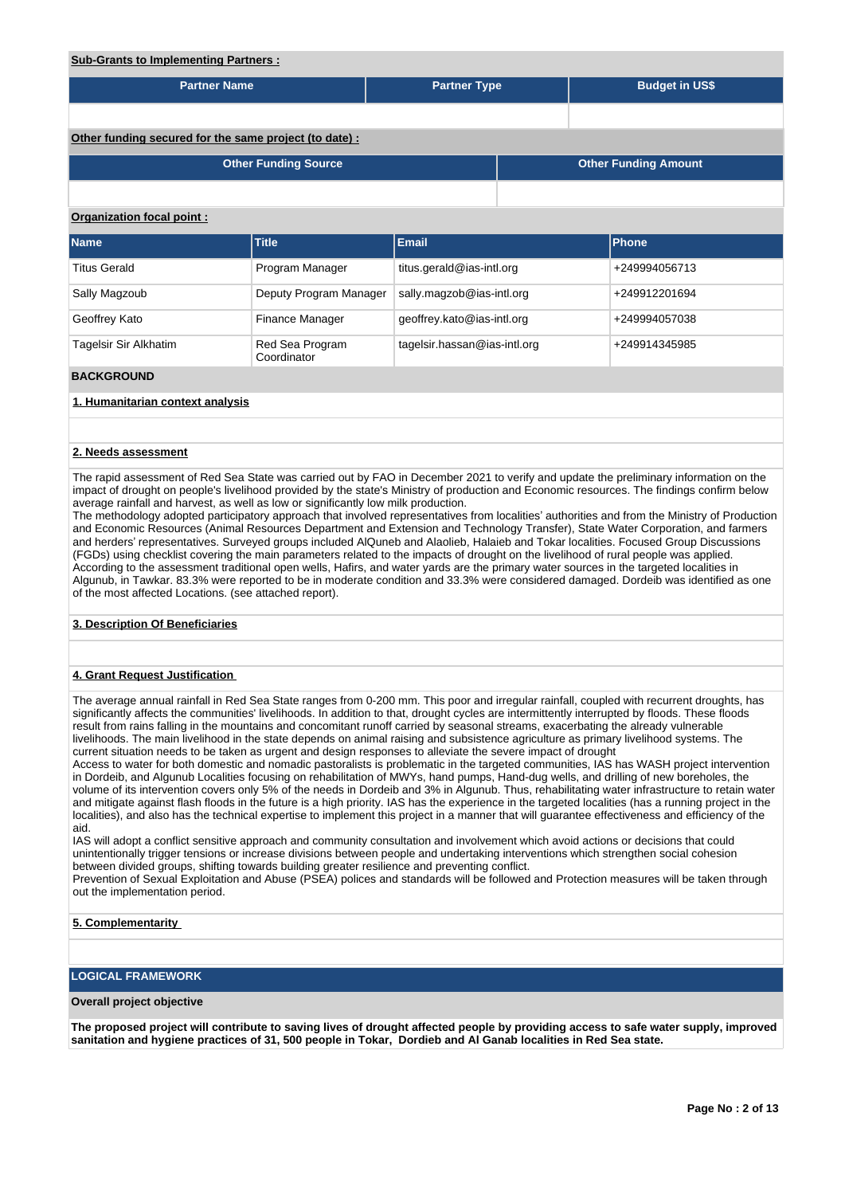**Sub-Grants to Implementing Partners :**

| Partner Name | Partner Type | Budget in US$ |
|---|---|---|
| | | |

**Other funding secured for the same project (to date) :**

| Other Funding Source | Other Funding Amount |
|---|---|
| | |

**Organization focal point :**

| Name | Title | Email | Phone |
|---|---|---|---|
| Titus Gerald | Program Manager | titus.gerald@ias-intl.org | +249994056713 |
| Sally Magzoub | Deputy Program Manager | sally.magzob@ias-intl.org | +249912201694 |
| Geoffrey Kato | Finance Manager | geoffrey.kato@ias-intl.org | +249994057038 |
| Tagelsir Sir Alkhatim | Red Sea Program Coordinator | tagelsir.hassan@ias-intl.org | +249914345985 |

## BACKGROUND

### 1. Humanitarian context analysis

### 2. Needs assessment

The rapid assessment of Red Sea State was carried out by FAO in December 2021 to verify and update the preliminary information on the impact of drought on people's livelihood provided by the state's Ministry of production and Economic resources. The findings confirm below average rainfall and harvest, as well as low or significantly low milk production.
The methodology adopted participatory approach that involved representatives from localities' authorities and from the Ministry of Production and Economic Resources (Animal Resources Department and Extension and Technology Transfer), State Water Corporation, and farmers and herders' representatives. Surveyed groups included AlQuneb and Alaolieb, Halaieb and Tokar localities. Focused Group Discussions (FGDs) using checklist covering the main parameters related to the impacts of drought on the livelihood of rural people was applied. According to the assessment traditional open wells, Hafirs, and water yards are the primary water sources in the targeted localities in Algunub, in Tawkar. 83.3% were reported to be in moderate condition and 33.3% were considered damaged. Dordeib was identified as one of the most affected Locations. (see attached report).

### 3. Description Of Beneficiaries

### 4. Grant Request Justification

The average annual rainfall in Red Sea State ranges from 0-200 mm. This poor and irregular rainfall, coupled with recurrent droughts, has significantly affects the communities' livelihoods. In addition to that, drought cycles are intermittently interrupted by floods. These floods result from rains falling in the mountains and concomitant runoff carried by seasonal streams, exacerbating the already vulnerable livelihoods. The main livelihood in the state depends on animal raising and subsistence agriculture as primary livelihood systems. The current situation needs to be taken as urgent and design responses to alleviate the severe impact of drought
Access to water for both domestic and nomadic pastoralists is problematic in the targeted communities, IAS has WASH project intervention in Dordeib, and Algunub Localities focusing on rehabilitation of MWYs, hand pumps, Hand-dug wells, and drilling of new boreholes, the volume of its intervention covers only 5% of the needs in Dordeib and 3% in Algunub. Thus, rehabilitating water infrastructure to retain water and mitigate against flash floods in the future is a high priority. IAS has the experience in the targeted localities (has a running project in the localities), and also has the technical expertise to implement this project in a manner that will guarantee effectiveness and efficiency of the aid.
IAS will adopt a conflict sensitive approach and community consultation and involvement which avoid actions or decisions that could unintentionally trigger tensions or increase divisions between people and undertaking interventions which strengthen social cohesion between divided groups, shifting towards building greater resilience and preventing conflict.
Prevention of Sexual Exploitation and Abuse (PSEA) polices and standards will be followed and Protection measures will be taken through out the implementation period.

### 5. Complementarity

## LOGICAL FRAMEWORK

**Overall project objective**

**The proposed project will contribute to saving lives of drought affected people by providing access to safe water supply, improved sanitation and hygiene practices of 31, 500 people in Tokar, Dordieb and Al Ganab localities in Red Sea state.**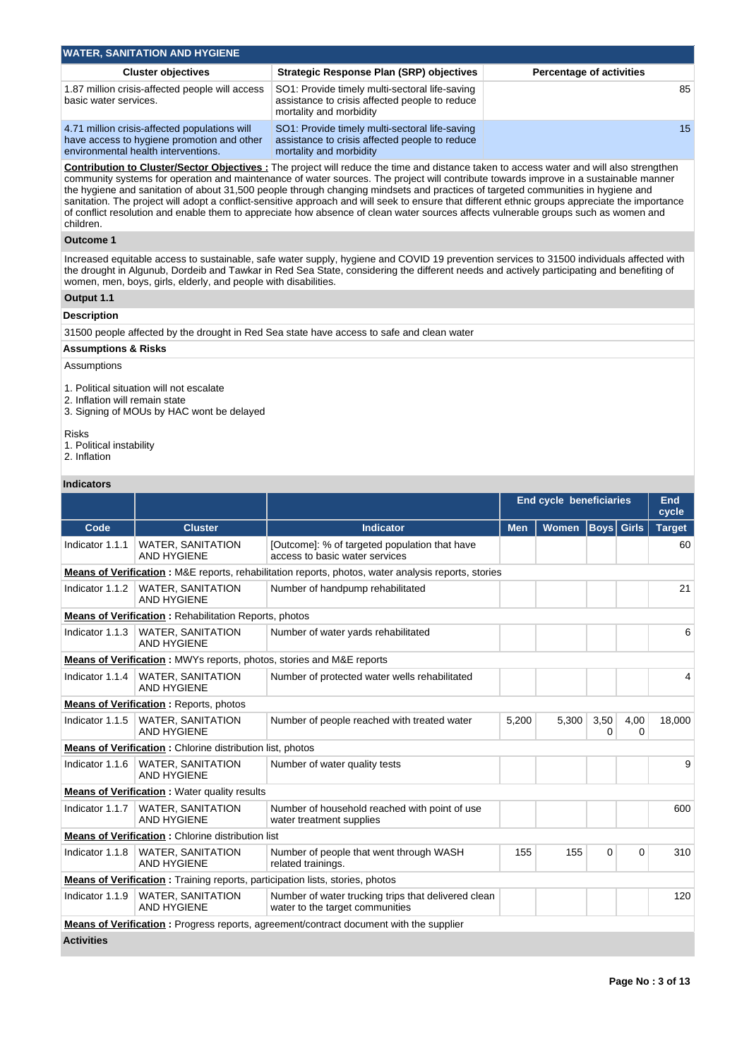## WATER, SANITATION AND HYGIENE

| Cluster objectives | Strategic Response Plan (SRP) objectives | Percentage of activities |
|---|---|---|
| 1.87 million crisis-affected people will access basic water services. | SO1: Provide timely multi-sectoral life-saving assistance to crisis affected people to reduce mortality and morbidity | 85 |
| 4.71 million crisis-affected populations will have access to hygiene promotion and other environmental health interventions. | SO1: Provide timely multi-sectoral life-saving assistance to crisis affected people to reduce mortality and morbidity | 15 |

**Contribution to Cluster/Sector Objectives :** The project will reduce the time and distance taken to access water and will also strengthen community systems for operation and maintenance of water sources. The project will contribute towards improve in a sustainable manner the hygiene and sanitation of about 31,500 people through changing mindsets and practices of targeted communities in hygiene and sanitation. The project will adopt a conflict-sensitive approach and will seek to ensure that different ethnic groups appreciate the importance of conflict resolution and enable them to appreciate how absence of clean water sources affects vulnerable groups such as women and children.

### Outcome 1

Increased equitable access to sustainable, safe water supply, hygiene and COVID 19 prevention services to 31500 individuals affected with the drought in Algunub, Dordeib and Tawkar in Red Sea State, considering the different needs and actively participating and benefiting of women, men, boys, girls, elderly, and people with disabilities.

### Output 1.1

**Description**

31500 people affected by the drought in Red Sea state have access to safe and clean water

**Assumptions & Risks**

Assumptions

1. Political situation will not escalate
2. Inflation will remain state
3. Signing of MOUs by HAC wont be delayed

Risks
1. Political instability
2. Inflation

**Indicators**

| | | | End cycle beneficiaries | | | | End cycle |
|---|---|---|---|---|---|---|---|
| Code | Cluster | Indicator | Men | Women | Boys | Girls | Target |
| Indicator 1.1.1 | WATER, SANITATION AND HYGIENE | [Outcome]: % of targeted population that have access to basic water services | | | | | 60 |
| **Means of Verification :** M&E reports, rehabilitation reports, photos, water analysis reports, stories | | | | | | | |
| Indicator 1.1.2 | WATER, SANITATION AND HYGIENE | Number of handpump rehabilitated | | | | | 21 |
| **Means of Verification :** Rehabilitation Reports, photos | | | | | | | |
| Indicator 1.1.3 | WATER, SANITATION AND HYGIENE | Number of water yards rehabilitated | | | | | 6 |
| **Means of Verification :** MWYs reports, photos, stories and M&E reports | | | | | | | |
| Indicator 1.1.4 | WATER, SANITATION AND HYGIENE | Number of protected water wells rehabilitated | | | | | 4 |
| **Means of Verification :** Reports, photos | | | | | | | |
| Indicator 1.1.5 | WATER, SANITATION AND HYGIENE | Number of people reached with treated water | 5,200 | 5,300 | 3,500 | 4,000 | 18,000 |
| **Means of Verification :** Chlorine distribution list, photos | | | | | | | |
| Indicator 1.1.6 | WATER, SANITATION AND HYGIENE | Number of water quality tests | | | | | 9 |
| **Means of Verification :** Water quality results | | | | | | | |
| Indicator 1.1.7 | WATER, SANITATION AND HYGIENE | Number of household reached with point of use water treatment supplies | | | | | 600 |
| **Means of Verification :** Chlorine distribution list | | | | | | | |
| Indicator 1.1.8 | WATER, SANITATION AND HYGIENE | Number of people that went through WASH related trainings. | 155 | 155 | 0 | 0 | 310 |
| **Means of Verification :** Training reports, participation lists, stories, photos | | | | | | | |
| Indicator 1.1.9 | WATER, SANITATION AND HYGIENE | Number of water trucking trips that delivered clean water to the target communities | | | | | 120 |
| **Means of Verification :** Progress reports, agreement/contract document with the supplier | | | | | | | |

**Activities**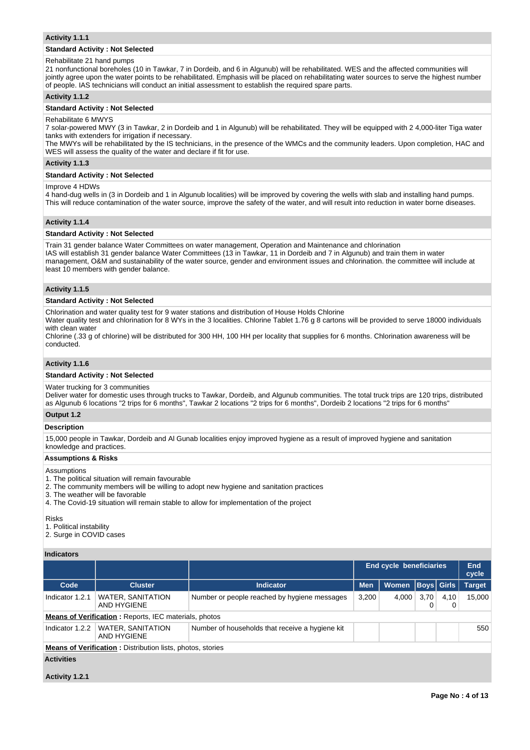### Activity 1.1.1

**Standard Activity : Not Selected**

Rehabilitate 21 hand pumps

21 nonfunctional boreholes (10 in Tawkar, 7 in Dordeib, and 6 in Algunub) will be rehabilitated. WES and the affected communities will jointly agree upon the water points to be rehabilitated. Emphasis will be placed on rehabilitating water sources to serve the highest number of people. IAS technicians will conduct an initial assessment to establish the required spare parts.

### Activity 1.1.2

**Standard Activity : Not Selected**

Rehabilitate 6 MWYS

7 solar-powered MWY (3 in Tawkar, 2 in Dordeib and 1 in Algunub) will be rehabilitated. They will be equipped with 2 4,000-liter Tiga water tanks with extenders for irrigation if necessary.

The MWYs will be rehabilitated by the IS technicians, in the presence of the WMCs and the community leaders. Upon completion, HAC and WES will assess the quality of the water and declare if fit for use.

### Activity 1.1.3

**Standard Activity : Not Selected**

Improve 4 HDWs

4 hand-dug wells in (3 in Dordeib and 1 in Algunub localities) will be improved by covering the wells with slab and installing hand pumps. This will reduce contamination of the water source, improve the safety of the water, and will result into reduction in water borne diseases.

### Activity 1.1.4

**Standard Activity : Not Selected**

Train 31 gender balance Water Committees on water management, Operation and Maintenance and chlorination

IAS will establish 31 gender balance Water Committees (13 in Tawkar, 11 in Dordeib and 7 in Algunub) and train them in water management, O&M and sustainability of the water source, gender and environment issues and chlorination. the committee will include at least 10 members with gender balance.

### Activity 1.1.5

**Standard Activity : Not Selected**

Chlorination and water quality test for 9 water stations and distribution of House Holds Chlorine

Water quality test and chlorination for 8 WYs in the 3 localities. Chlorine Tablet 1.76 g 8 cartons will be provided to serve 18000 individuals with clean water

Chlorine (.33 g of chlorine) will be distributed for 300 HH, 100 HH per locality that supplies for 6 months. Chlorination awareness will be conducted.

### Activity 1.1.6

**Standard Activity : Not Selected**

Water trucking for 3 communities

Deliver water for domestic uses through trucks to Tawkar, Dordeib, and Algunub communities. The total truck trips are 120 trips, distributed as Algunub 6 locations "2 trips for 6 months", Tawkar 2 locations "2 trips for 6 months", Dordeib 2 locations "2 trips for 6 months"

### Output 1.2

**Description**

15,000 people in Tawkar, Dordeib and Al Gunab localities enjoy improved hygiene as a result of improved hygiene and sanitation knowledge and practices.

**Assumptions & Risks**

Assumptions

1. The political situation will remain favourable
2. The community members will be willing to adopt new hygiene and sanitation practices
3. The weather will be favorable
4. The Covid-19 situation will remain stable to allow for implementation of the project

Risks

1. Political instability
2. Surge in COVID cases

**Indicators**

| | | | End cycle beneficiaries | | | | End cycle |
|---|---|---|---|---|---|---|---|
| **Code** | **Cluster** | **Indicator** | **Men** | **Women** | **Boys** | **Girls** | **Target** |
| Indicator 1.2.1 | WATER, SANITATION AND HYGIENE | Number or people reached by hygiene messages | 3,200 | 4,000 | 3,700 | 4,100 | 15,000 |
| **Means of Verification :** Reports, IEC materials, photos | | | | | | | |
| Indicator 1.2.2 | WATER, SANITATION AND HYGIENE | Number of households that receive a hygiene kit | | | | | 550 |
| **Means of Verification :** Distribution lists, photos, stories | | | | | | | |

**Activities**

### Activity 1.2.1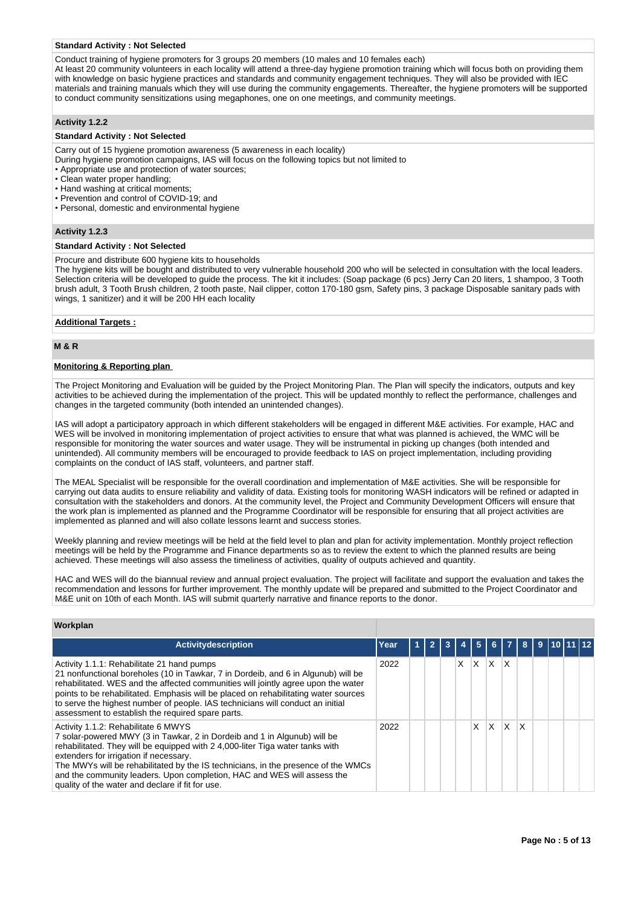**Standard Activity : Not Selected**

Conduct training of hygiene promoters for 3 groups 20 members (10 males and 10 females each)
At least 20 community volunteers in each locality will attend a three-day hygiene promotion training which will focus both on providing them with knowledge on basic hygiene practices and standards and community engagement techniques. They will also be provided with IEC materials and training manuals which they will use during the community engagements. Thereafter, the hygiene promoters will be supported to conduct community sensitizations using megaphones, one on one meetings, and community meetings.

### Activity 1.2.2

**Standard Activity : Not Selected**

Carry out of 15 hygiene promotion awareness (5 awareness in each locality)
During hygiene promotion campaigns, IAS will focus on the following topics but not limited to

- Appropriate use and protection of water sources;
- Clean water proper handling;
- Hand washing at critical moments;
- Prevention and control of COVID-19; and
- Personal, domestic and environmental hygiene

### Activity 1.2.3

**Standard Activity : Not Selected**

Procure and distribute 600 hygiene kits to households
The hygiene kits will be bought and distributed to very vulnerable household 200 who will be selected in consultation with the local leaders. Selection criteria will be developed to guide the process. The kit it includes: (Soap package (6 pcs) Jerry Can 20 liters, 1 shampoo, 3 Tooth brush adult, 3 Tooth Brush children, 2 tooth paste, Nail clipper, cotton 170-180 gsm, Safety pins, 3 package Disposable sanitary pads with wings, 1 sanitizer) and it will be 200 HH each locality

**Additional Targets :**

## M & R

**Monitoring & Reporting plan**

The Project Monitoring and Evaluation will be guided by the Project Monitoring Plan. The Plan will specify the indicators, outputs and key activities to be achieved during the implementation of the project. This will be updated monthly to reflect the performance, challenges and changes in the targeted community (both intended an unintended changes).

IAS will adopt a participatory approach in which different stakeholders will be engaged in different M&E activities. For example, HAC and WES will be involved in monitoring implementation of project activities to ensure that what was planned is achieved, the WMC will be responsible for monitoring the water sources and water usage. They will be instrumental in picking up changes (both intended and unintended). All community members will be encouraged to provide feedback to IAS on project implementation, including providing complaints on the conduct of IAS staff, volunteers, and partner staff.

The MEAL Specialist will be responsible for the overall coordination and implementation of M&E activities. She will be responsible for carrying out data audits to ensure reliability and validity of data. Existing tools for monitoring WASH indicators will be refined or adapted in consultation with the stakeholders and donors. At the community level, the Project and Community Development Officers will ensure that the work plan is implemented as planned and the Programme Coordinator will be responsible for ensuring that all project activities are implemented as planned and will also collate lessons learnt and success stories.

Weekly planning and review meetings will be held at the field level to plan and plan for activity implementation. Monthly project reflection meetings will be held by the Programme and Finance departments so as to review the extent to which the planned results are being achieved. These meetings will also assess the timeliness of activities, quality of outputs achieved and quantity.

HAC and WES will do the biannual review and annual project evaluation. The project will facilitate and support the evaluation and takes the recommendation and lessons for further improvement. The monthly update will be prepared and submitted to the Project Coordinator and M&E unit on 10th of each Month. IAS will submit quarterly narrative and finance reports to the donor.

**Workplan**

| Activitydescription | Year | 1 | 2 | 3 | 4 | 5 | 6 | 7 | 8 | 9 | 10 | 11 | 12 |
|---|---|---|---|---|---|---|---|---|---|---|---|---|---|
| Activity 1.1.1: Rehabilitate 21 hand pumps<br>21 nonfunctional boreholes (10 in Tawkar, 7 in Dordeib, and 6 in Algunub) will be rehabilitated. WES and the affected communities will jointly agree upon the water points to be rehabilitated. Emphasis will be placed on rehabilitating water sources to serve the highest number of people. IAS technicians will conduct an initial assessment to establish the required spare parts. | 2022 | | | | X | X | X | X | | | | | |
| Activity 1.1.2: Rehabilitate 6 MWYS<br>7 solar-powered MWY (3 in Tawkar, 2 in Dordeib and 1 in Algunub) will be rehabilitated. They will be equipped with 2 4,000-liter Tiga water tanks with extenders for irrigation if necessary.<br>The MWYs will be rehabilitated by the IS technicians, in the presence of the WMCs and the community leaders. Upon completion, HAC and WES will assess the quality of the water and declare if fit for use. | 2022 | | | | | X | X | X | X | | | | |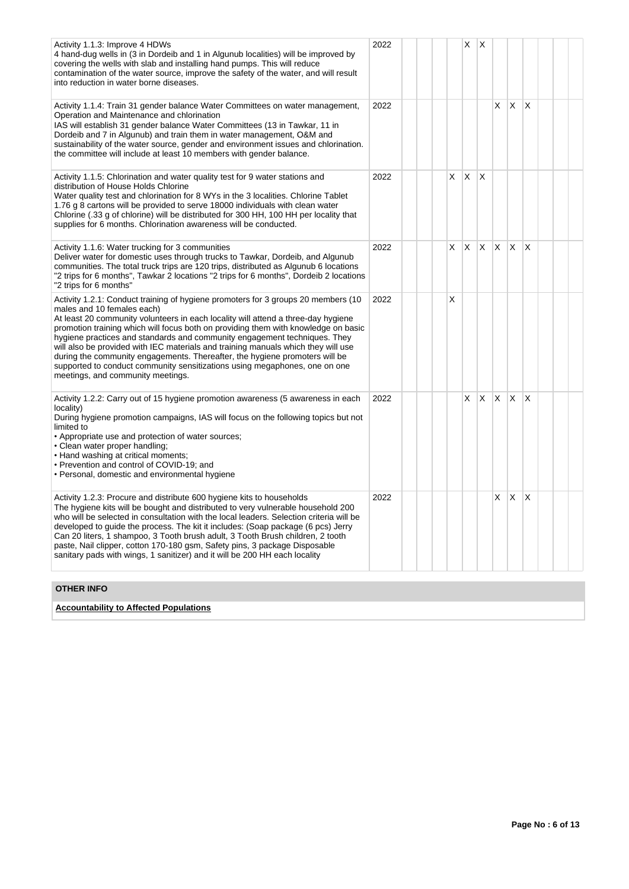| Activity | Year | 1 | 2 | 3 | 4 | 5 | 6 | 7 | 8 | 9 | 10 | 11 | 12 |
|---|---|---|---|---|---|---|---|---|---|---|---|---|---|
| Activity 1.1.3: Improve 4 HDWs<br>4 hand-dug wells in (3 in Dordeib and 1 in Algunub localities) will be improved by covering the wells with slab and installing hand pumps. This will reduce contamination of the water source, improve the safety of the water, and will result into reduction in water borne diseases. | 2022 | | | | | X | X | | | | | | |
| Activity 1.1.4: Train 31 gender balance Water Committees on water management, Operation and Maintenance and chlorination<br>IAS will establish 31 gender balance Water Committees (13 in Tawkar, 11 in Dordeib and 7 in Algunub) and train them in water management, O&M and sustainability of the water source, gender and environment issues and chlorination. the committee will include at least 10 members with gender balance. | 2022 | | | | | | | X | X | X | | | |
| Activity 1.1.5: Chlorination and water quality test for 9 water stations and distribution of House Holds Chlorine<br>Water quality test and chlorination for 8 WYs in the 3 localities. Chlorine Tablet 1.76 g 8 cartons will be provided to serve 18000 individuals with clean water Chlorine (.33 g of chlorine) will be distributed for 300 HH, 100 HH per locality that supplies for 6 months. Chlorination awareness will be conducted. | 2022 | | | | X | X | X | | | | | | |
| Activity 1.1.6: Water trucking for 3 communities<br>Deliver water for domestic uses through trucks to Tawkar, Dordeib, and Algunub communities. The total truck trips are 120 trips, distributed as Algunub 6 locations "2 trips for 6 months", Tawkar 2 locations "2 trips for 6 months", Dordeib 2 locations "2 trips for 6 months" | 2022 | | | | X | X | X | X | X | X | | | |
| Activity 1.2.1: Conduct training of hygiene promoters for 3 groups 20 members (10 males and 10 females each)<br>At least 20 community volunteers in each locality will attend a three-day hygiene promotion training which will focus both on providing them with knowledge on basic hygiene practices and standards and community engagement techniques. They will also be provided with IEC materials and training manuals which they will use during the community engagements. Thereafter, the hygiene promoters will be supported to conduct community sensitizations using megaphones, one on one meetings, and community meetings. | 2022 | | | | X | | | | | | | | |
| Activity 1.2.2: Carry out of 15 hygiene promotion awareness (5 awareness in each locality)<br>During hygiene promotion campaigns, IAS will focus on the following topics but not limited to<br>• Appropriate use and protection of water sources;<br>• Clean water proper handling;<br>• Hand washing at critical moments;<br>• Prevention and control of COVID-19; and<br>• Personal, domestic and environmental hygiene | 2022 | | | | | X | X | X | X | X | | | |
| Activity 1.2.3: Procure and distribute 600 hygiene kits to households<br>The hygiene kits will be bought and distributed to very vulnerable household 200 who will be selected in consultation with the local leaders. Selection criteria will be developed to guide the process. The kit it includes: (Soap package (6 pcs) Jerry Can 20 liters, 1 shampoo, 3 Tooth brush adult, 3 Tooth Brush children, 2 tooth paste, Nail clipper, cotton 170-180 gsm, Safety pins, 3 package Disposable sanitary pads with wings, 1 sanitizer) and it will be 200 HH each locality | 2022 | | | | | | | X | X | X | | | |

## OTHER INFO

**Accountability to Affected Populations**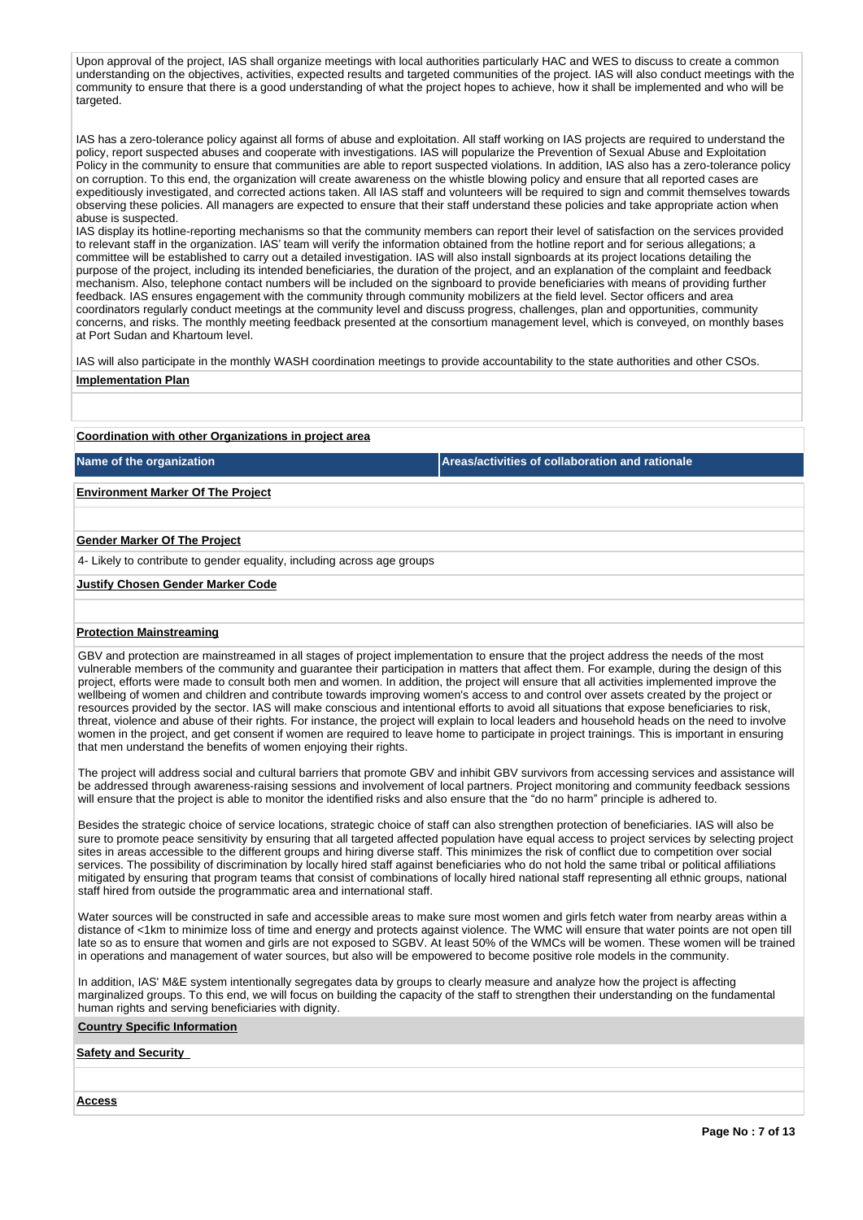Upon approval of the project, IAS shall organize meetings with local authorities particularly HAC and WES to discuss to create a common understanding on the objectives, activities, expected results and targeted communities of the project. IAS will also conduct meetings with the community to ensure that there is a good understanding of what the project hopes to achieve, how it shall be implemented and who will be targeted.

IAS has a zero-tolerance policy against all forms of abuse and exploitation. All staff working on IAS projects are required to understand the policy, report suspected abuses and cooperate with investigations. IAS will popularize the Prevention of Sexual Abuse and Exploitation Policy in the community to ensure that communities are able to report suspected violations. In addition, IAS also has a zero-tolerance policy on corruption. To this end, the organization will create awareness on the whistle blowing policy and ensure that all reported cases are expeditiously investigated, and corrected actions taken. All IAS staff and volunteers will be required to sign and commit themselves towards observing these policies. All managers are expected to ensure that their staff understand these policies and take appropriate action when abuse is suspected.
IAS display its hotline-reporting mechanisms so that the community members can report their level of satisfaction on the services provided to relevant staff in the organization. IAS' team will verify the information obtained from the hotline report and for serious allegations; a committee will be established to carry out a detailed investigation. IAS will also install signboards at its project locations detailing the purpose of the project, including its intended beneficiaries, the duration of the project, and an explanation of the complaint and feedback mechanism. Also, telephone contact numbers will be included on the signboard to provide beneficiaries with means of providing further feedback. IAS ensures engagement with the community through community mobilizers at the field level. Sector officers and area coordinators regularly conduct meetings at the community level and discuss progress, challenges, plan and opportunities, community concerns, and risks. The monthly meeting feedback presented at the consortium management level, which is conveyed, on monthly bases at Port Sudan and Khartoum level.

IAS will also participate in the monthly WASH coordination meetings to provide accountability to the state authorities and other CSOs.

**Implementation Plan**

**Coordination with other Organizations in project area**

| Name of the organization | Areas/activities of collaboration and rationale |
|---|---|

**Environment Marker Of The Project**

**Gender Marker Of The Project**

4- Likely to contribute to gender equality, including across age groups

**Justify Chosen Gender Marker Code**

**Protection Mainstreaming**

GBV and protection are mainstreamed in all stages of project implementation to ensure that the project address the needs of the most vulnerable members of the community and guarantee their participation in matters that affect them. For example, during the design of this project, efforts were made to consult both men and women. In addition, the project will ensure that all activities implemented improve the wellbeing of women and children and contribute towards improving women's access to and control over assets created by the project or resources provided by the sector. IAS will make conscious and intentional efforts to avoid all situations that expose beneficiaries to risk, threat, violence and abuse of their rights. For instance, the project will explain to local leaders and household heads on the need to involve women in the project, and get consent if women are required to leave home to participate in project trainings. This is important in ensuring that men understand the benefits of women enjoying their rights.

The project will address social and cultural barriers that promote GBV and inhibit GBV survivors from accessing services and assistance will be addressed through awareness-raising sessions and involvement of local partners. Project monitoring and community feedback sessions will ensure that the project is able to monitor the identified risks and also ensure that the "do no harm" principle is adhered to.

Besides the strategic choice of service locations, strategic choice of staff can also strengthen protection of beneficiaries. IAS will also be sure to promote peace sensitivity by ensuring that all targeted affected population have equal access to project services by selecting project sites in areas accessible to the different groups and hiring diverse staff. This minimizes the risk of conflict due to competition over social services. The possibility of discrimination by locally hired staff against beneficiaries who do not hold the same tribal or political affiliations mitigated by ensuring that program teams that consist of combinations of locally hired national staff representing all ethnic groups, national staff hired from outside the programmatic area and international staff.

Water sources will be constructed in safe and accessible areas to make sure most women and girls fetch water from nearby areas within a distance of <1km to minimize loss of time and energy and protects against violence. The WMC will ensure that water points are not open till late so as to ensure that women and girls are not exposed to SGBV. At least 50% of the WMCs will be women. These women will be trained in operations and management of water sources, but also will be empowered to become positive role models in the community.

In addition, IAS' M&E system intentionally segregates data by groups to clearly measure and analyze how the project is affecting marginalized groups. To this end, we will focus on building the capacity of the staff to strengthen their understanding on the fundamental human rights and serving beneficiaries with dignity.

**Country Specific Information**

**Safety and Security**

**Access**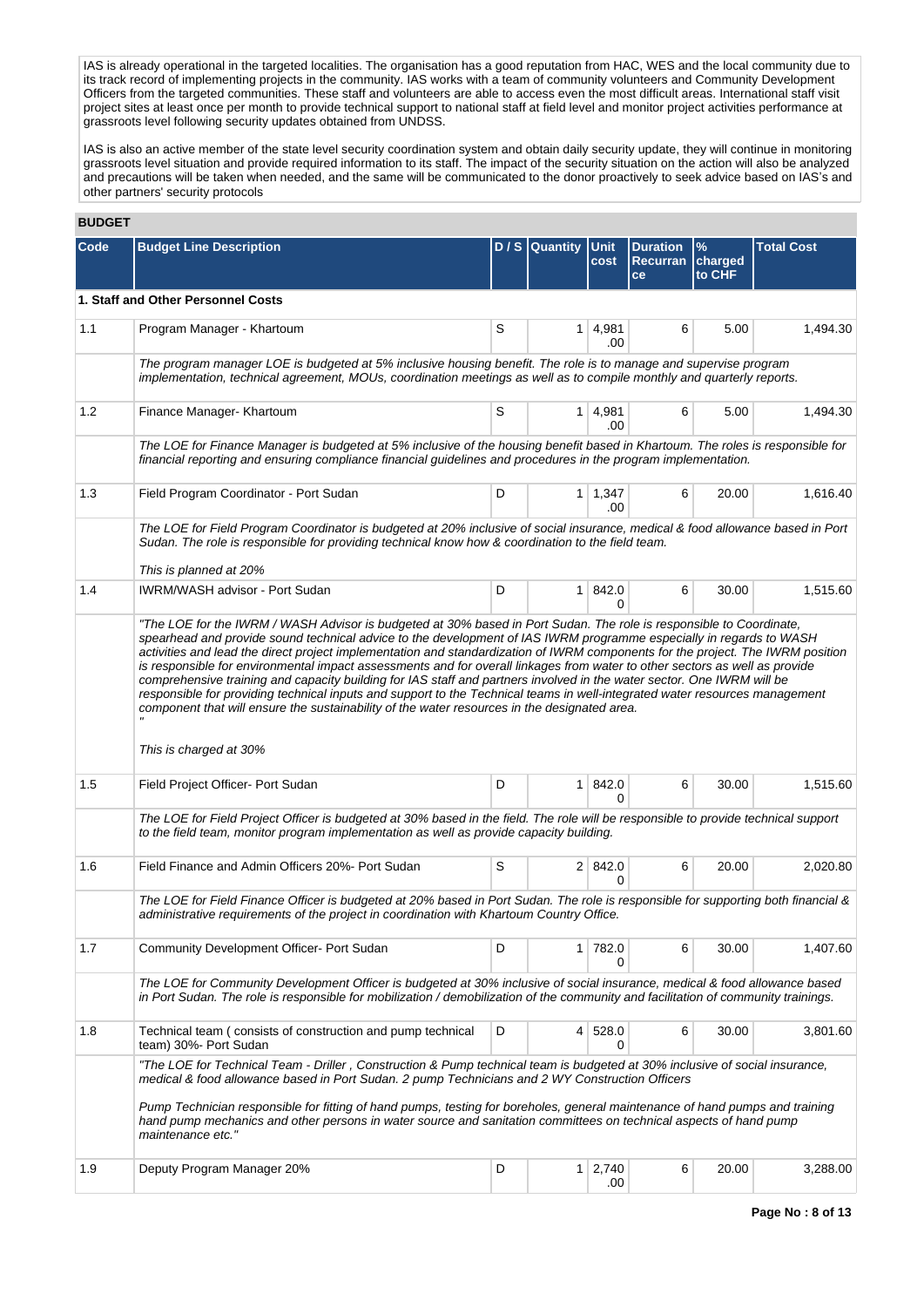IAS is already operational in the targeted localities. The organisation has a good reputation from HAC, WES and the local community due to its track record of implementing projects in the community. IAS works with a team of community volunteers and Community Development Officers from the targeted communities. These staff and volunteers are able to access even the most difficult areas. International staff visit project sites at least once per month to provide technical support to national staff at field level and monitor project activities performance at grassroots level following security updates obtained from UNDSS.

IAS is also an active member of the state level security coordination system and obtain daily security update, they will continue in monitoring grassroots level situation and provide required information to its staff. The impact of the security situation on the action will also be analyzed and precautions will be taken when needed, and the same will be communicated to the donor proactively to seek advice based on IAS's and other partners' security protocols

## BUDGET

| Code | Budget Line Description | D / S | Quantity | Unit cost | Duration Recurrance | % charged to CHF | Total Cost |
|---|---|---|---|---|---|---|---|
| **1. Staff and Other Personnel Costs** | | | | | | | |
| 1.1 | Program Manager - Khartoum | S | 1 | 4,981.00 | 6 | 5.00 | 1,494.30 |
| | *The program manager LOE is budgeted at 5% inclusive housing benefit. The role is to manage and supervise program implementation, technical agreement, MOUs, coordination meetings as well as to compile monthly and quarterly reports.* | | | | | | |
| 1.2 | Finance Manager- Khartoum | S | 1 | 4,981.00 | 6 | 5.00 | 1,494.30 |
| | *The LOE for Finance Manager is budgeted at 5% inclusive of the housing benefit based in Khartoum. The roles is responsible for financial reporting and ensuring compliance financial guidelines and procedures in the program implementation.* | | | | | | |
| 1.3 | Field Program Coordinator - Port Sudan | D | 1 | 1,347.00 | 6 | 20.00 | 1,616.40 |
| | *The LOE for Field Program Coordinator is budgeted at 20% inclusive of social insurance, medical & food allowance based in Port Sudan. The role is responsible for providing technical know how & coordination to the field team.*<br><br>*This is planned at 20%* | | | | | | |
| 1.4 | IWRM/WASH advisor - Port Sudan | D | 1 | 842.00 | 6 | 30.00 | 1,515.60 |
| | *"The LOE for the IWRM / WASH Advisor is budgeted at 30% based in Port Sudan. The role is responsible to Coordinate, spearhead and provide sound technical advice to the development of IAS IWRM programme especially in regards to WASH activities and lead the direct project implementation and standardization of IWRM components for the project. The IWRM position is responsible for environmental impact assessments and for overall linkages from water to other sectors as well as provide comprehensive training and capacity building for IAS staff and partners involved in the water sector. One IWRM will be responsible for providing technical inputs and support to the Technical teams in well-integrated water resources management component that will ensure the sustainability of the water resources in the designated area. "*<br><br>*This is charged at 30%* | | | | | | |
| 1.5 | Field Project Officer- Port Sudan | D | 1 | 842.00 | 6 | 30.00 | 1,515.60 |
| | *The LOE for Field Project Officer is budgeted at 30% based in the field. The role will be responsible to provide technical support to the field team, monitor program implementation as well as provide capacity building.* | | | | | | |
| 1.6 | Field Finance and Admin Officers 20%- Port Sudan | S | 2 | 842.00 | 6 | 20.00 | 2,020.80 |
| | *The LOE for Field Finance Officer is budgeted at 20% based in Port Sudan. The role is responsible for supporting both financial & administrative requirements of the project in coordination with Khartoum Country Office.* | | | | | | |
| 1.7 | Community Development Officer- Port Sudan | D | 1 | 782.00 | 6 | 30.00 | 1,407.60 |
| | *The LOE for Community Development Officer is budgeted at 30% inclusive of social insurance, medical & food allowance based in Port Sudan. The role is responsible for mobilization / demobilization of the community and facilitation of community trainings.* | | | | | | |
| 1.8 | Technical team ( consists of construction and pump technical team) 30%- Port Sudan | D | 4 | 528.00 | 6 | 30.00 | 3,801.60 |
| | *"The LOE for Technical Team - Driller , Construction & Pump technical team is budgeted at 30% inclusive of social insurance, medical & food allowance based in Port Sudan. 2 pump Technicians and 2 WY Construction Officers*<br><br>*Pump Technician responsible for fitting of hand pumps, testing for boreholes, general maintenance of hand pumps and training hand pump mechanics and other persons in water source and sanitation committees on technical aspects of hand pump maintenance etc."* | | | | | | |
| 1.9 | Deputy Program Manager 20% | D | 1 | 2,740.00 | 6 | 20.00 | 3,288.00 |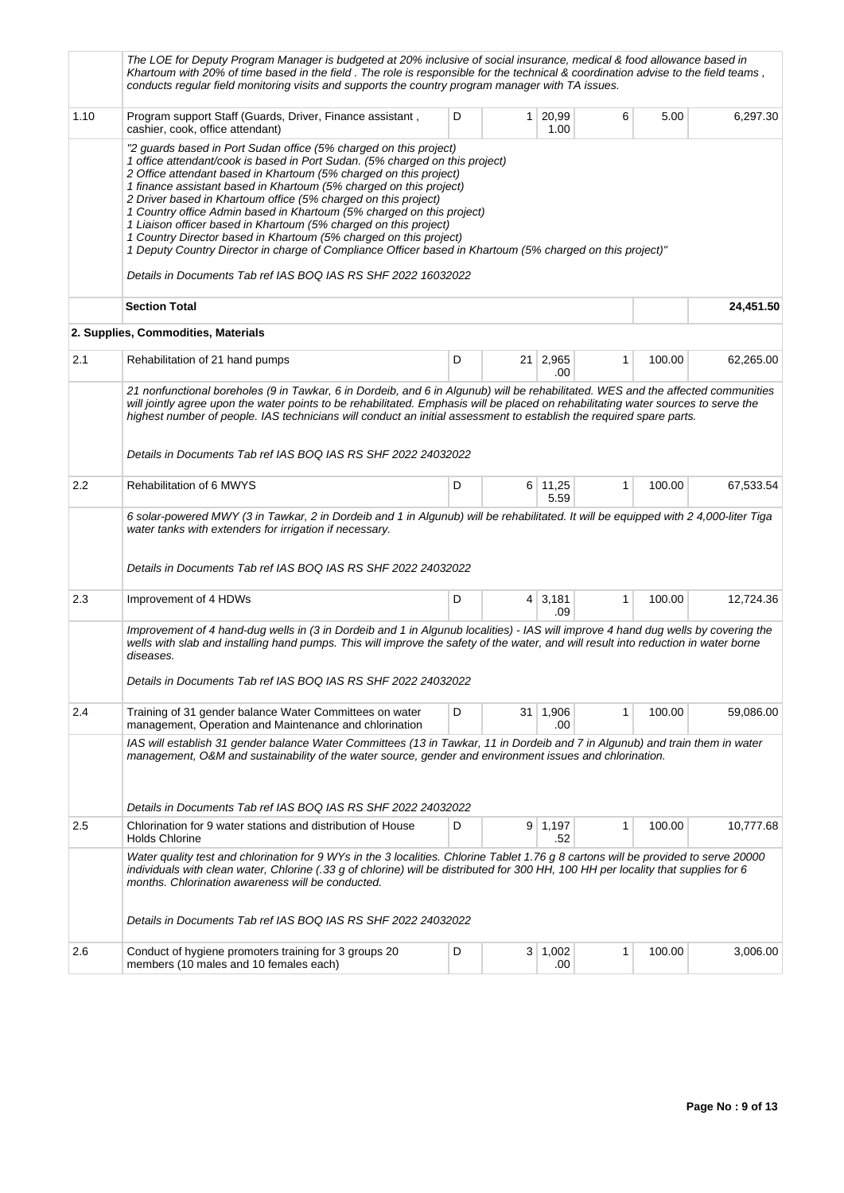| | | | | | | | |
|---|---|---|---|---|---|---|---|
| | *The LOE for Deputy Program Manager is budgeted at 20% inclusive of social insurance, medical & food allowance based in Khartoum with 20% of time based in the field . The role is responsible for the technical & coordination advise to the field teams , conducts regular field monitoring visits and supports the country program manager with TA issues.* | | | | | | |
| 1.10 | Program support Staff (Guards, Driver, Finance assistant , cashier, cook, office attendant) | D | 1 | 20,991.00 | 6 | 5.00 | 6,297.30 |
| | *"2 guards based in Port Sudan office (5% charged on this project)*<br>*1 office attendant/cook is based in Port Sudan. (5% charged on this project)*<br>*2 Office attendant based in Khartoum (5% charged on this project)*<br>*1 finance assistant based in Khartoum (5% charged on this project)*<br>*2 Driver based in Khartoum office (5% charged on this project)*<br>*1 Country office Admin based in Khartoum (5% charged on this project)*<br>*1 Liaison officer based in Khartoum (5% charged on this project)*<br>*1 Country Director based in Khartoum (5% charged on this project)*<br>*1 Deputy Country Director in charge of Compliance Officer based in Khartoum (5% charged on this project)"*<br><br>*Details in Documents Tab ref IAS BOQ IAS RS SHF 2022 16032022* | | | | | | |
| | **Section Total** | | | | | | **24,451.50** |
| | **2. Supplies, Commodities, Materials** | | | | | | |
| 2.1 | Rehabilitation of 21 hand pumps | D | 21 | 2,965.00 | 1 | 100.00 | 62,265.00 |
| | *21 nonfunctional boreholes (9 in Tawkar, 6 in Dordeib, and 6 in Algunub) will be rehabilitated. WES and the affected communities will jointly agree upon the water points to be rehabilitated. Emphasis will be placed on rehabilitating water sources to serve the highest number of people. IAS technicians will conduct an initial assessment to establish the required spare parts.*<br><br>*Details in Documents Tab ref IAS BOQ IAS RS SHF 2022 24032022* | | | | | | |
| 2.2 | Rehabilitation of 6 MWYS | D | 6 | 11,255.59 | 1 | 100.00 | 67,533.54 |
| | *6 solar-powered MWY (3 in Tawkar, 2 in Dordeib and 1 in Algunub) will be rehabilitated. It will be equipped with 2 4,000-liter Tiga water tanks with extenders for irrigation if necessary.*<br><br>*Details in Documents Tab ref IAS BOQ IAS RS SHF 2022 24032022* | | | | | | |
| 2.3 | Improvement of 4 HDWs | D | 4 | 3,181.09 | 1 | 100.00 | 12,724.36 |
| | *Improvement of 4 hand-dug wells in (3 in Dordeib and 1 in Algunub localities) - IAS will improve 4 hand dug wells by covering the wells with slab and installing hand pumps. This will improve the safety of the water, and will result into reduction in water borne diseases.*<br><br>*Details in Documents Tab ref IAS BOQ IAS RS SHF 2022 24032022* | | | | | | |
| 2.4 | Training of 31 gender balance Water Committees on water management, Operation and Maintenance and chlorination | D | 31 | 1,906.00 | 1 | 100.00 | 59,086.00 |
| | *IAS will establish 31 gender balance Water Committees (13 in Tawkar, 11 in Dordeib and 7 in Algunub) and train them in water management, O&M and sustainability of the water source, gender and environment issues and chlorination.*<br><br>*Details in Documents Tab ref IAS BOQ IAS RS SHF 2022 24032022* | | | | | | |
| 2.5 | Chlorination for 9 water stations and distribution of House Holds Chlorine | D | 9 | 1,197.52 | 1 | 100.00 | 10,777.68 |
| | *Water quality test and chlorination for 9 WYs in the 3 localities. Chlorine Tablet 1.76 g 8 cartons will be provided to serve 20000 individuals with clean water, Chlorine (.33 g of chlorine) will be distributed for 300 HH, 100 HH per locality that supplies for 6 months. Chlorination awareness will be conducted.*<br><br>*Details in Documents Tab ref IAS BOQ IAS RS SHF 2022 24032022* | | | | | | |
| 2.6 | Conduct of hygiene promoters training for 3 groups 20 members (10 males and 10 females each) | D | 3 | 1,002.00 | 1 | 100.00 | 3,006.00 |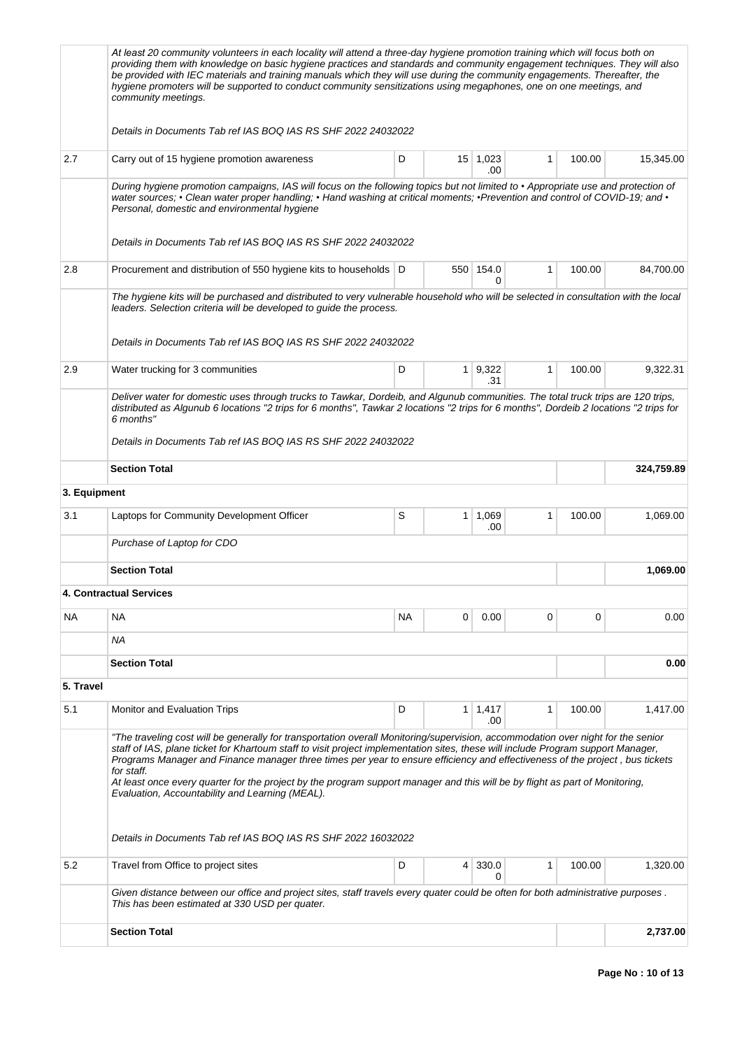| | | | | | | | |
|---|---|---|---|---|---|---|---|
| | *At least 20 community volunteers in each locality will attend a three-day hygiene promotion training which will focus both on providing them with knowledge on basic hygiene practices and standards and community engagement techniques. They will also be provided with IEC materials and training manuals which they will use during the community engagements. Thereafter, the hygiene promoters will be supported to conduct community sensitizations using megaphones, one on one meetings, and community meetings.*<br><br>*Details in Documents Tab ref IAS BOQ IAS RS SHF 2022 24032022* | | | | | | |
| 2.7 | Carry out of 15 hygiene promotion awareness | D | 15 | 1,023.00 | 1 | 100.00 | 15,345.00 |
| | *During hygiene promotion campaigns, IAS will focus on the following topics but not limited to • Appropriate use and protection of water sources; • Clean water proper handling; • Hand washing at critical moments; •Prevention and control of COVID-19; and • Personal, domestic and environmental hygiene*<br><br>*Details in Documents Tab ref IAS BOQ IAS RS SHF 2022 24032022* | | | | | | |
| 2.8 | Procurement and distribution of 550 hygiene kits to households | D | 550 | 154.00 | 1 | 100.00 | 84,700.00 |
| | *The hygiene kits will be purchased and distributed to very vulnerable household who will be selected in consultation with the local leaders. Selection criteria will be developed to guide the process.*<br><br>*Details in Documents Tab ref IAS BOQ IAS RS SHF 2022 24032022* | | | | | | |
| 2.9 | Water trucking for 3 communities | D | 1 | 9,322.31 | 1 | 100.00 | 9,322.31 |
| | *Deliver water for domestic uses through trucks to Tawkar, Dordeib, and Algunub communities. The total truck trips are 120 trips, distributed as Algunub 6 locations "2 trips for 6 months", Tawkar 2 locations "2 trips for 6 months", Dordeib 2 locations "2 trips for 6 months"*<br><br>*Details in Documents Tab ref IAS BOQ IAS RS SHF 2022 24032022* | | | | | | |
| | **Section Total** | | | | | | **324,759.89** |
| **3. Equipment** | | | | | | | |
| 3.1 | Laptops for Community Development Officer | S | 1 | 1,069.00 | 1 | 100.00 | 1,069.00 |
| | *Purchase of Laptop for CDO* | | | | | | |
| | **Section Total** | | | | | | **1,069.00** |
| | **4. Contractual Services** | | | | | | |
| NA | NA | NA | 0 | 0.00 | 0 | 0 | 0.00 |
| | *NA* | | | | | | |
| | **Section Total** | | | | | | **0.00** |
| **5. Travel** | | | | | | | |
| 5.1 | Monitor and Evaluation Trips | D | 1 | 1,417.00 | 1 | 100.00 | 1,417.00 |
| | *"The traveling cost will be generally for transportation overall Monitoring/supervision, accommodation over night for the senior staff of IAS, plane ticket for Khartoum staff to visit project implementation sites, these will include Program support Manager, Programs Manager and Finance manager three times per year to ensure efficiency and effectiveness of the project , bus tickets for staff.*<br>*At least once every quarter for the project by the program support manager and this will be by flight as part of Monitoring, Evaluation, Accountability and Learning (MEAL).*<br><br>*Details in Documents Tab ref IAS BOQ IAS RS SHF 2022 16032022* | | | | | | |
| 5.2 | Travel from Office to project sites | D | 4 | 330.00 | 1 | 100.00 | 1,320.00 |
| | *Given distance between our office and project sites, staff travels every quater could be often for both administrative purposes . This has been estimated at 330 USD per quater.* | | | | | | |
| | **Section Total** | | | | | | **2,737.00** |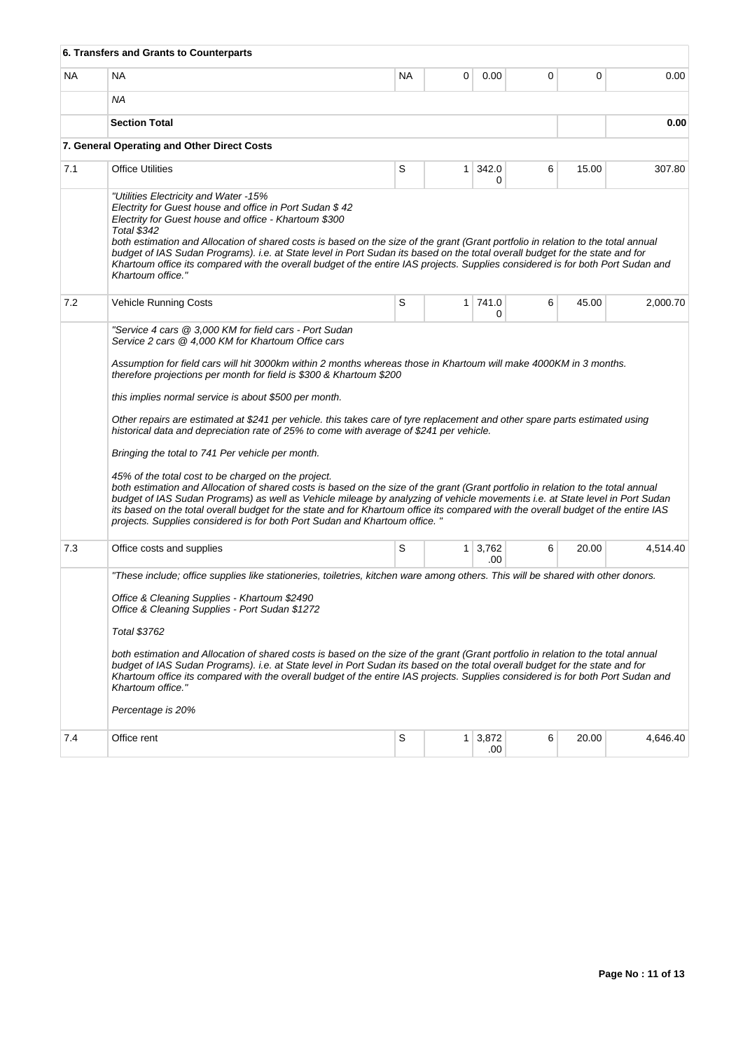| | **6. Transfers and Grants to Counterparts** | | | | | | |
|---|---|---|---|---|---|---|---|
| NA | NA | NA | 0 | 0.00 | 0 | 0 | 0.00 |
| | *NA* | | | | | | |
| | **Section Total** | | | | | | **0.00** |
| | **7. General Operating and Other Direct Costs** | | | | | | |
| 7.1 | Office Utilities | S | 1 | 342.00 | 6 | 15.00 | 307.80 |
| | *"Utilities Electricity and Water -15%<br>Electrity for Guest house and office in Port Sudan $ 42<br>Electrity for Guest house and office - Khartoum $300<br>Total $342<br>both estimation and Allocation of shared costs is based on the size of the grant (Grant portfolio in relation to the total annual budget of IAS Sudan Programs). i.e. at State level in Port Sudan its based on the total overall budget for the state and for Khartoum office its compared with the overall budget of the entire IAS projects. Supplies considered is for both Port Sudan and Khartoum office."* | | | | | | |
| 7.2 | Vehicle Running Costs | S | 1 | 741.00 | 6 | 45.00 | 2,000.70 |
| | *"Service 4 cars @ 3,000 KM for field cars - Port Sudan<br>Service 2 cars @ 4,000 KM for Khartoum Office cars<br><br>Assumption for field cars will hit 3000km within 2 months whereas those in Khartoum will make 4000KM in 3 months. therefore projections per month for field is $300 & Khartoum $200<br><br>this implies normal service is about $500 per month.<br><br>Other repairs are estimated at $241 per vehicle. this takes care of tyre replacement and other spare parts estimated using historical data and depreciation rate of 25% to come with average of $241 per vehicle.<br><br>Bringing the total to 741 Per vehicle per month.<br><br>45% of the total cost to be charged on the project.<br>both estimation and Allocation of shared costs is based on the size of the grant (Grant portfolio in relation to the total annual budget of IAS Sudan Programs) as well as Vehicle mileage by analyzing of vehicle movements i.e. at State level in Port Sudan its based on the total overall budget for the state and for Khartoum office its compared with the overall budget of the entire IAS projects. Supplies considered is for both Port Sudan and Khartoum office. "* | | | | | | |
| 7.3 | Office costs and supplies | S | 1 | 3,762.00 | 6 | 20.00 | 4,514.40 |
| | *"These include; office supplies like stationeries, toiletries, kitchen ware among others. This will be shared with other donors.<br><br>Office & Cleaning Supplies - Khartoum $2490<br>Office & Cleaning Supplies - Port Sudan $1272<br><br>Total $3762<br><br>both estimation and Allocation of shared costs is based on the size of the grant (Grant portfolio in relation to the total annual budget of IAS Sudan Programs). i.e. at State level in Port Sudan its based on the total overall budget for the state and for Khartoum office its compared with the overall budget of the entire IAS projects. Supplies considered is for both Port Sudan and Khartoum office."<br><br>Percentage is 20%* | | | | | | |
| 7.4 | Office rent | S | 1 | 3,872.00 | 6 | 20.00 | 4,646.40 |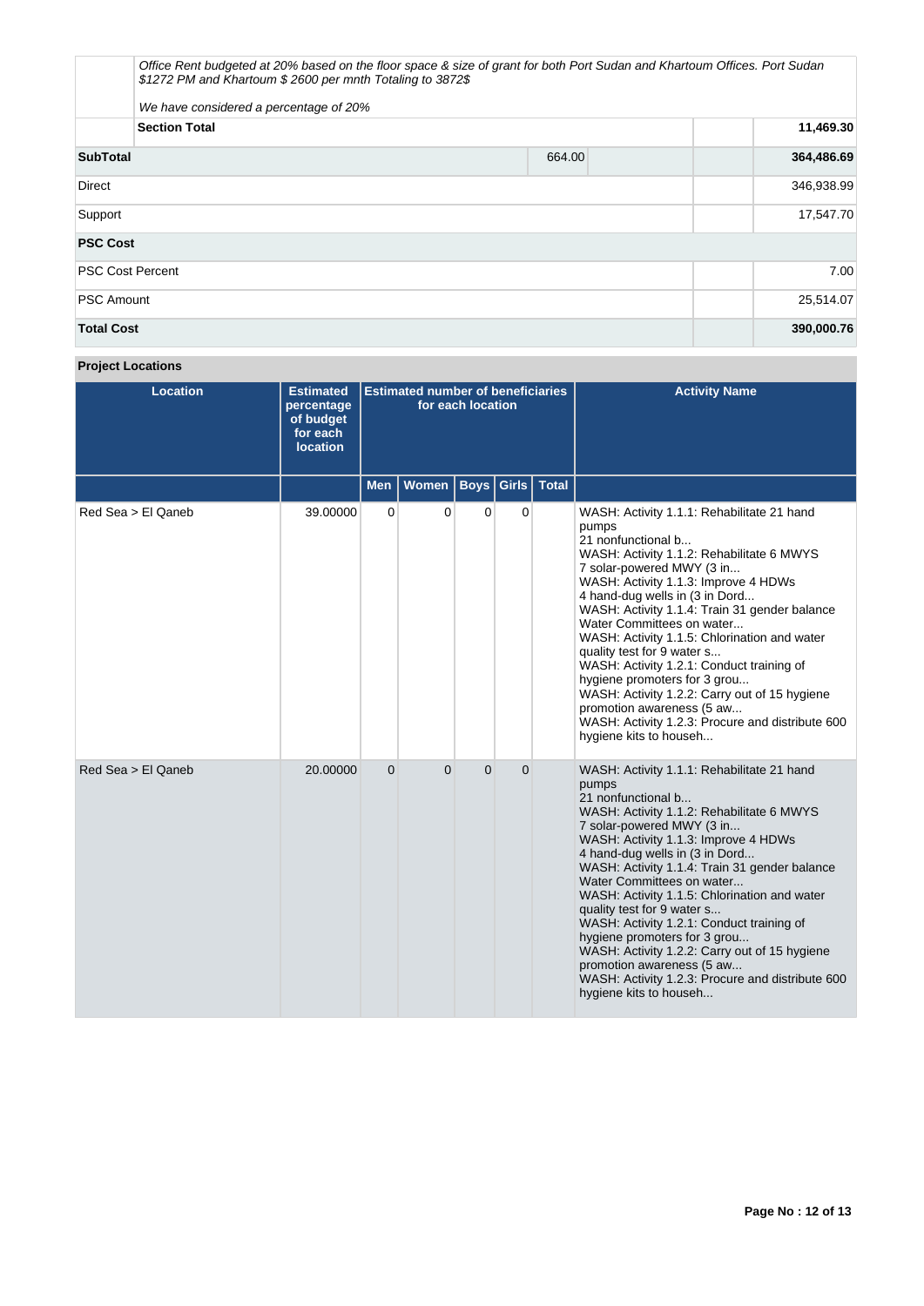| | | | | |
|---|---|---|---|---|
| | *Office Rent budgeted at 20% based on the floor space & size of grant for both Port Sudan and Khartoum Offices. Port Sudan $1272 PM and Khartoum $ 2600 per mnth Totaling to 3872$*<br><br>*We have considered a percentage of 20%* | | | |
| | **Section Total** | | | **11,469.30** |
| **SubTotal** | | 664.00 | | **364,486.69** |
| Direct | | | | 346,938.99 |
| Support | | | | 17,547.70 |
| **PSC Cost** | | | | |
| PSC Cost Percent | | | | 7.00 |
| PSC Amount | | | | 25,514.07 |
| **Total Cost** | | | | **390,000.76** |

## Project Locations

| Location | Estimated percentage of budget for each location | Estimated number of beneficiaries for each location | | | | | Activity Name |
|---|---|---|---|---|---|---|---|
| | | Men | Women | Boys | Girls | Total | |
| Red Sea > El Qaneb | 39.00000 | 0 | 0 | 0 | 0 | | WASH: Activity 1.1.1: Rehabilitate 21 hand pumps<br>21 nonfunctional b...<br>WASH: Activity 1.1.2: Rehabilitate 6 MWYS<br>7 solar-powered MWY (3 in...<br>WASH: Activity 1.1.3: Improve 4 HDWs<br>4 hand-dug wells in (3 in Dord...<br>WASH: Activity 1.1.4: Train 31 gender balance Water Committees on water...<br>WASH: Activity 1.1.5: Chlorination and water quality test for 9 water s...<br>WASH: Activity 1.2.1: Conduct training of hygiene promoters for 3 grou...<br>WASH: Activity 1.2.2: Carry out of 15 hygiene promotion awareness (5 aw...<br>WASH: Activity 1.2.3: Procure and distribute 600 hygiene kits to househ... |
| Red Sea > El Qaneb | 20.00000 | 0 | 0 | 0 | 0 | | WASH: Activity 1.1.1: Rehabilitate 21 hand pumps<br>21 nonfunctional b...<br>WASH: Activity 1.1.2: Rehabilitate 6 MWYS<br>7 solar-powered MWY (3 in...<br>WASH: Activity 1.1.3: Improve 4 HDWs<br>4 hand-dug wells in (3 in Dord...<br>WASH: Activity 1.1.4: Train 31 gender balance Water Committees on water...<br>WASH: Activity 1.1.5: Chlorination and water quality test for 9 water s...<br>WASH: Activity 1.2.1: Conduct training of hygiene promoters for 3 grou...<br>WASH: Activity 1.2.2: Carry out of 15 hygiene promotion awareness (5 aw...<br>WASH: Activity 1.2.3: Procure and distribute 600 hygiene kits to househ... |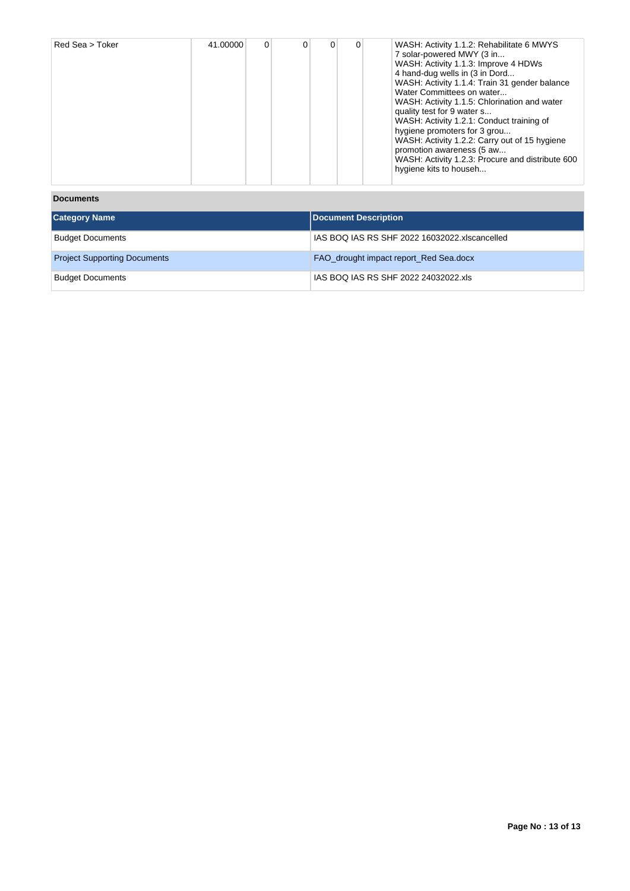| | | | | | | | |
|---|---|---|---|---|---|---|---|
| Red Sea > Toker | 41.00000 | 0 | 0 | 0 | 0 | | WASH: Activity 1.1.2: Rehabilitate 6 MWYS 7 solar-powered MWY (3 in...<br>WASH: Activity 1.1.3: Improve 4 HDWs 4 hand-dug wells in (3 in Dord...<br>WASH: Activity 1.1.4: Train 31 gender balance Water Committees on water...<br>WASH: Activity 1.1.5: Chlorination and water quality test for 9 water s...<br>WASH: Activity 1.2.1: Conduct training of hygiene promoters for 3 grou...<br>WASH: Activity 1.2.2: Carry out of 15 hygiene promotion awareness (5 aw...<br>WASH: Activity 1.2.3: Procure and distribute 600 hygiene kits to househ... |

**Documents**

| Category Name | Document Description |
|---|---|
| Budget Documents | IAS BOQ IAS RS SHF 2022 16032022.xlscancelled |
| Project Supporting Documents | FAO_drought impact report_Red Sea.docx |
| Budget Documents | IAS BOQ IAS RS SHF 2022 24032022.xls |